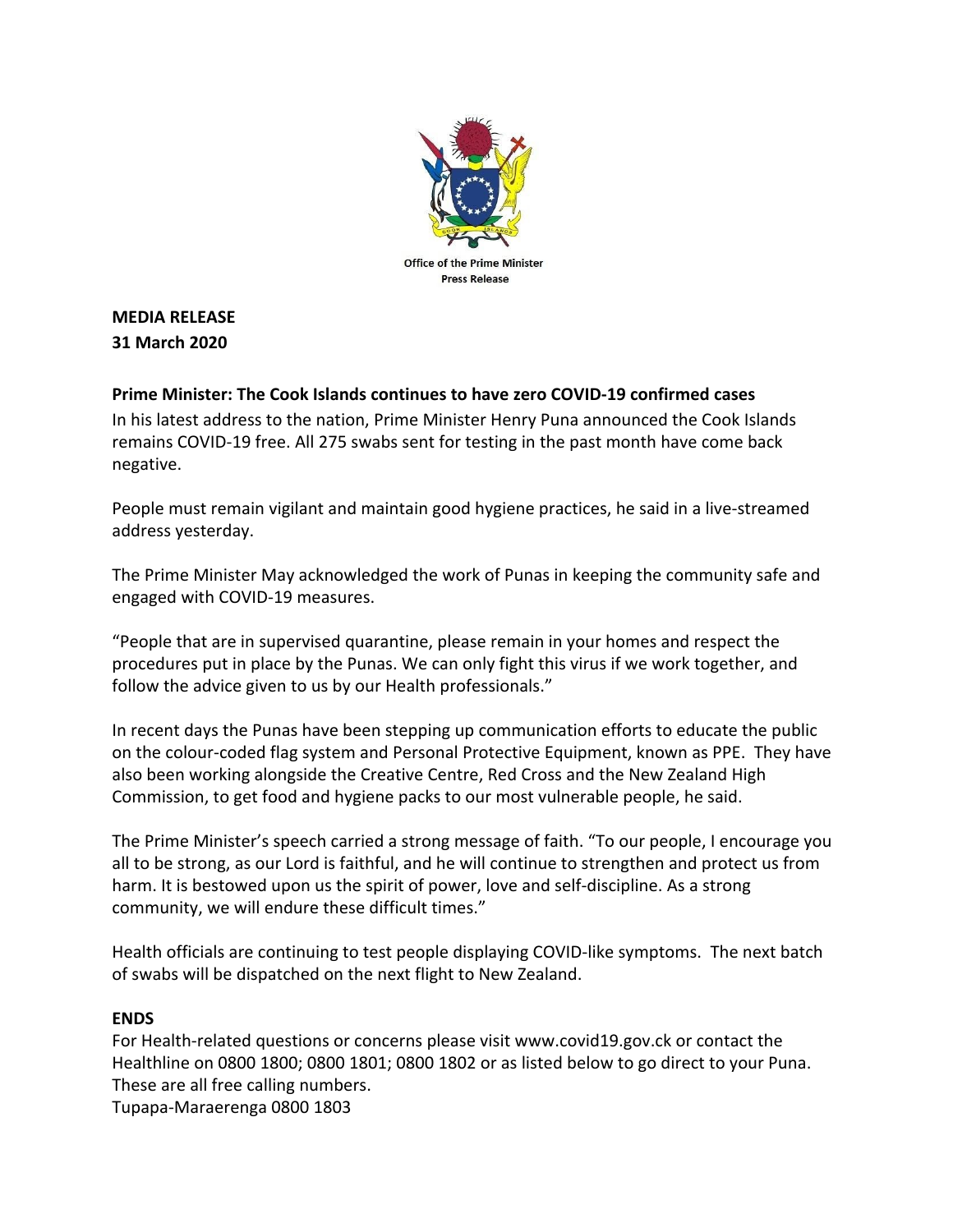Office of the Prime Minister
Press Release

**MEDIA RELEASE**
**31 March 2020**

**Prime Minister: The Cook Islands continues to have zero COVID-19 confirmed cases**

In his latest address to the nation, Prime Minister Henry Puna announced the Cook Islands remains COVID-19 free. All 275 swabs sent for testing in the past month have come back negative.

People must remain vigilant and maintain good hygiene practices, he said in a live-streamed address yesterday.

The Prime Minister May acknowledged the work of Punas in keeping the community safe and engaged with COVID-19 measures.

"People that are in supervised quarantine, please remain in your homes and respect the procedures put in place by the Punas. We can only fight this virus if we work together, and follow the advice given to us by our Health professionals."

In recent days the Punas have been stepping up communication efforts to educate the public on the colour-coded flag system and Personal Protective Equipment, known as PPE. They have also been working alongside the Creative Centre, Red Cross and the New Zealand High Commission, to get food and hygiene packs to our most vulnerable people, he said.

The Prime Minister's speech carried a strong message of faith. "To our people, I encourage you all to be strong, as our Lord is faithful, and he will continue to strengthen and protect us from harm. It is bestowed upon us the spirit of power, love and self-discipline. As a strong community, we will endure these difficult times."

Health officials are continuing to test people displaying COVID-like symptoms. The next batch of swabs will be dispatched on the next flight to New Zealand.

**ENDS**

For Health-related questions or concerns please visit www.covid19.gov.ck or contact the Healthline on 0800 1800; 0800 1801; 0800 1802 or as listed below to go direct to your Puna. These are all free calling numbers.

Tupapa-Maraerenga 0800 1803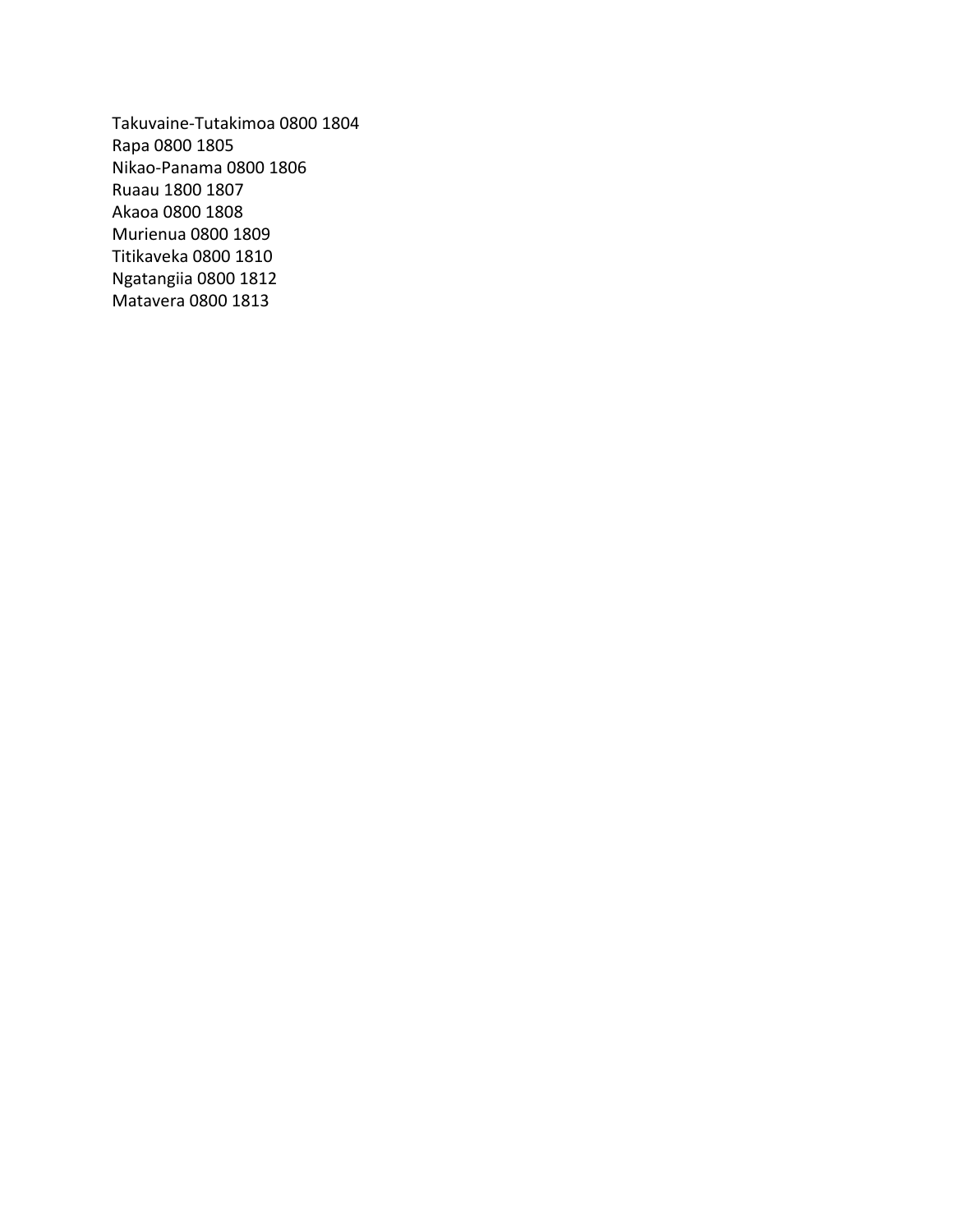Takuvaine-Tutakimoa 0800 1804
Rapa 0800 1805
Nikao-Panama 0800 1806
Ruaau 1800 1807
Akaoa 0800 1808
Murienua 0800 1809
Titikaveka 0800 1810
Ngatangiia 0800 1812
Matavera 0800 1813